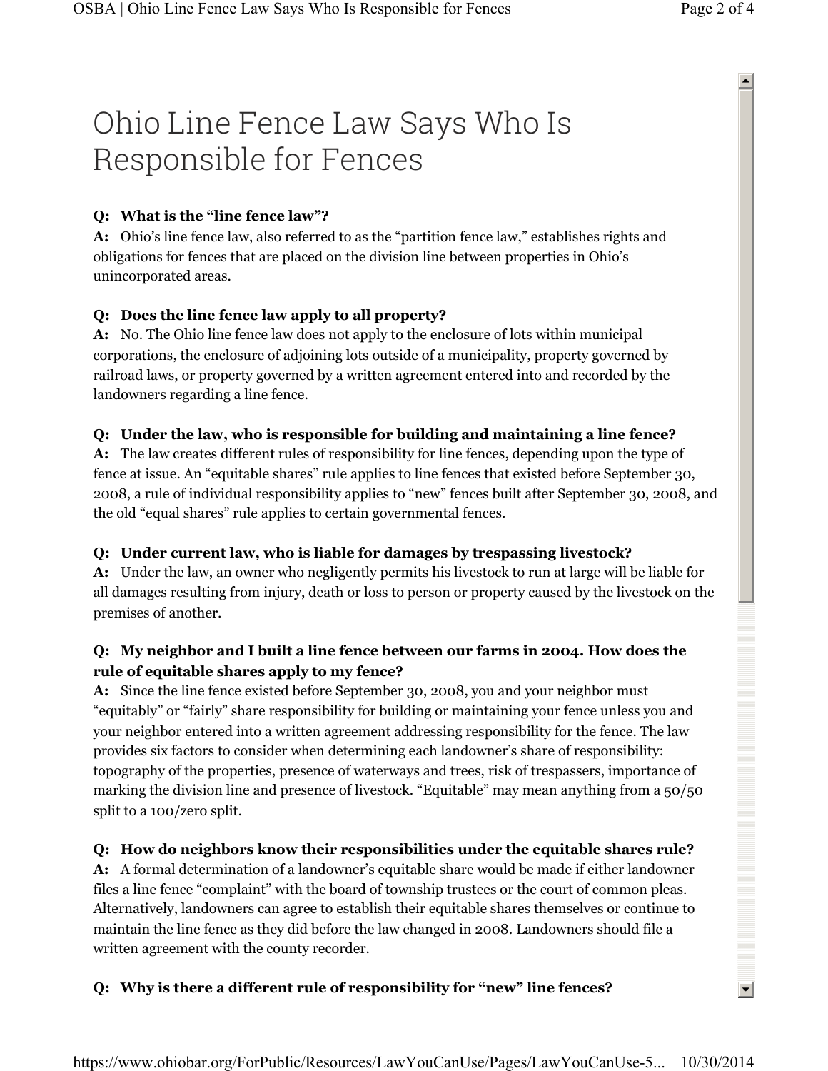# Ohio Line Fence Law Says Who Is Responsible for Fences

**Q: What is the "line fence law"?**

**A:** Ohio's line fence law, also referred to as the "partition fence law," establishes rights and obligations for fences that are placed on the division line between properties in Ohio's unincorporated areas.

**Q: Does the line fence law apply to all property?**

**A:** No. The Ohio line fence law does not apply to the enclosure of lots within municipal corporations, the enclosure of adjoining lots outside of a municipality, property governed by railroad laws, or property governed by a written agreement entered into and recorded by the landowners regarding a line fence.

**Q: Under the law, who is responsible for building and maintaining a line fence?**

**A:** The law creates different rules of responsibility for line fences, depending upon the type of fence at issue. An "equitable shares" rule applies to line fences that existed before September 30, 2008, a rule of individual responsibility applies to "new" fences built after September 30, 2008, and the old "equal shares" rule applies to certain governmental fences.

**Q: Under current law, who is liable for damages by trespassing livestock?**

**A:** Under the law, an owner who negligently permits his livestock to run at large will be liable for all damages resulting from injury, death or loss to person or property caused by the livestock on the premises of another.

**Q: My neighbor and I built a line fence between our farms in 2004. How does the rule of equitable shares apply to my fence?**

**A:** Since the line fence existed before September 30, 2008, you and your neighbor must "equitably" or "fairly" share responsibility for building or maintaining your fence unless you and your neighbor entered into a written agreement addressing responsibility for the fence. The law provides six factors to consider when determining each landowner's share of responsibility: topography of the properties, presence of waterways and trees, risk of trespassers, importance of marking the division line and presence of livestock. "Equitable" may mean anything from a 50/50 split to a 100/zero split.

**Q: How do neighbors know their responsibilities under the equitable shares rule?**

**A:** A formal determination of a landowner's equitable share would be made if either landowner files a line fence "complaint" with the board of township trustees or the court of common pleas. Alternatively, landowners can agree to establish their equitable shares themselves or continue to maintain the line fence as they did before the law changed in 2008. Landowners should file a written agreement with the county recorder.

**Q: Why is there a different rule of responsibility for "new" line fences?**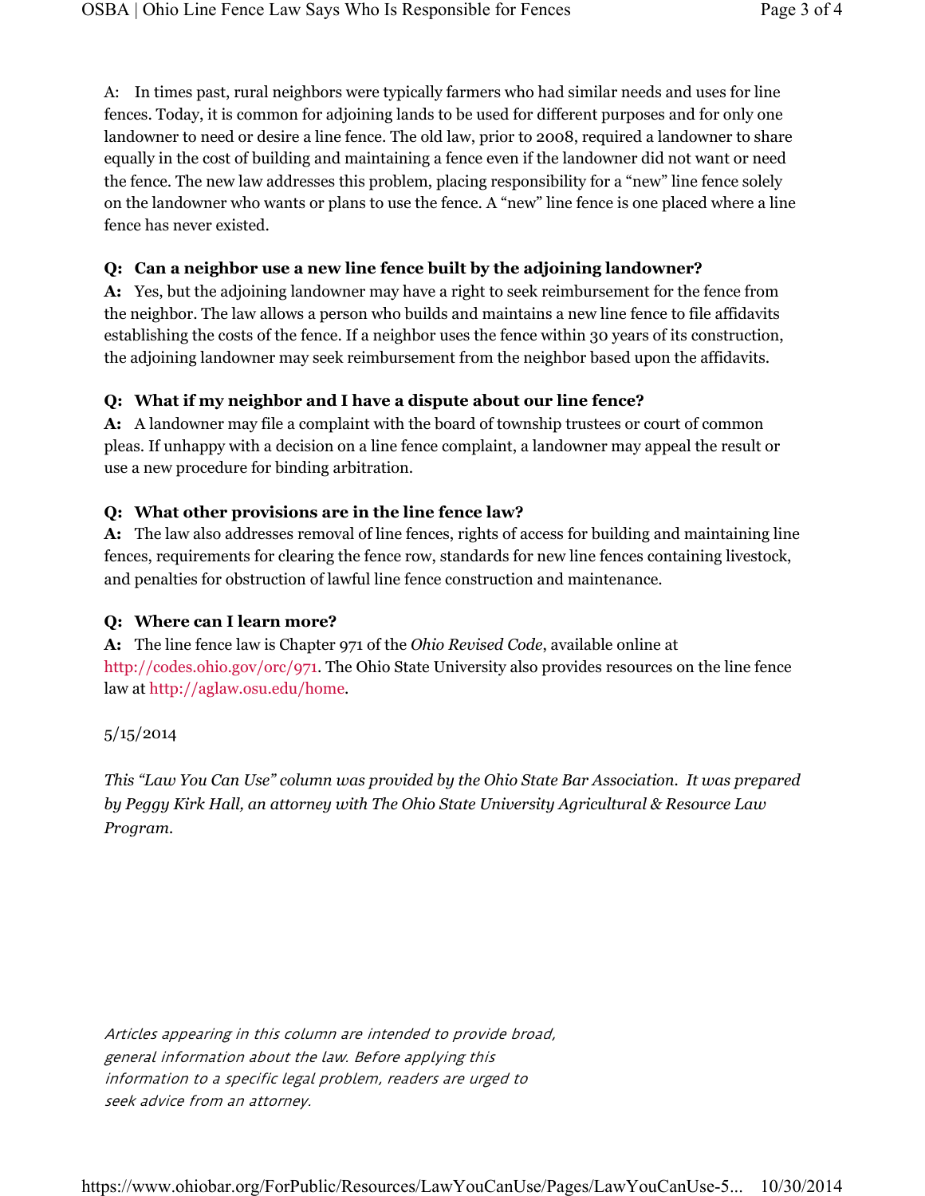A: In times past, rural neighbors were typically farmers who had similar needs and uses for line fences. Today, it is common for adjoining lands to be used for different purposes and for only one landowner to need or desire a line fence. The old law, prior to 2008, required a landowner to share equally in the cost of building and maintaining a fence even if the landowner did not want or need the fence. The new law addresses this problem, placing responsibility for a "new" line fence solely on the landowner who wants or plans to use the fence. A "new" line fence is one placed where a line fence has never existed.

**Q: Can a neighbor use a new line fence built by the adjoining landowner?**

**A:** Yes, but the adjoining landowner may have a right to seek reimbursement for the fence from the neighbor. The law allows a person who builds and maintains a new line fence to file affidavits establishing the costs of the fence. If a neighbor uses the fence within 30 years of its construction, the adjoining landowner may seek reimbursement from the neighbor based upon the affidavits.

**Q: What if my neighbor and I have a dispute about our line fence?**

**A:** A landowner may file a complaint with the board of township trustees or court of common pleas. If unhappy with a decision on a line fence complaint, a landowner may appeal the result or use a new procedure for binding arbitration.

**Q: What other provisions are in the line fence law?**

**A:** The law also addresses removal of line fences, rights of access for building and maintaining line fences, requirements for clearing the fence row, standards for new line fences containing livestock, and penalties for obstruction of lawful line fence construction and maintenance.

**Q: Where can I learn more?**

**A:** The line fence law is Chapter 971 of the *Ohio Revised Code*, available online at http://codes.ohio.gov/orc/971. The Ohio State University also provides resources on the line fence law at http://aglaw.osu.edu/home.

5/15/2014

*This "Law You Can Use" column was provided by the Ohio State Bar Association. It was prepared by Peggy Kirk Hall, an attorney with The Ohio State University Agricultural & Resource Law Program.*

*Articles appearing in this column are intended to provide broad, general information about the law. Before applying this information to a specific legal problem, readers are urged to seek advice from an attorney.*